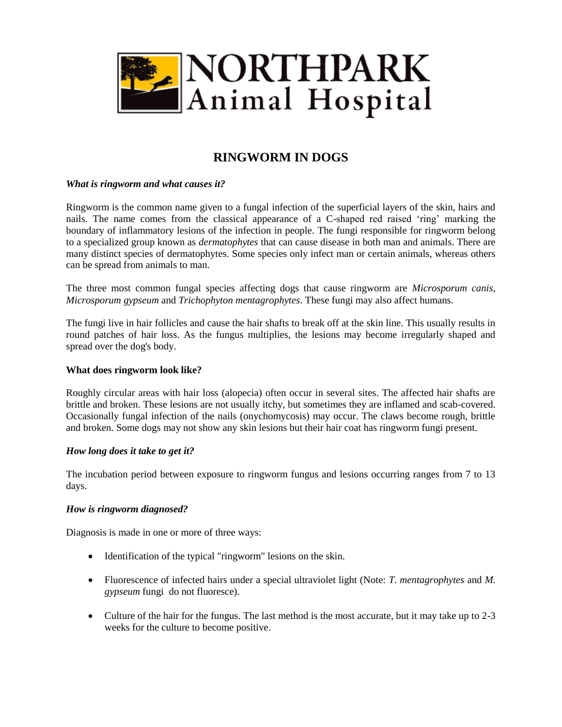# NORTHPARK Animal Hospital

## RINGWORM IN DOGS

***What is ringworm and what causes it?***

Ringworm is the common name given to a fungal infection of the superficial layers of the skin, hairs and nails. The name comes from the classical appearance of a C-shaped red raised 'ring' marking the boundary of inflammatory lesions of the infection in people. The fungi responsible for ringworm belong to a specialized group known as *dermatophytes* that can cause disease in both man and animals. There are many distinct species of dermatophytes. Some species only infect man or certain animals, whereas others can be spread from animals to man.

The three most common fungal species affecting dogs that cause ringworm are *Microsporum canis, Microsporum gypseum* and *Trichophyton mentagrophytes*. These fungi may also affect humans.

The fungi live in hair follicles and cause the hair shafts to break off at the skin line. This usually results in round patches of hair loss. As the fungus multiplies, the lesions may become irregularly shaped and spread over the dog's body.

**What does ringworm look like?**

Roughly circular areas with hair loss (alopecia) often occur in several sites. The affected hair shafts are brittle and broken. These lesions are not usually itchy, but sometimes they are inflamed and scab-covered. Occasionally fungal infection of the nails (onychomycosis) may occur. The claws become rough, brittle and broken. Some dogs may not show any skin lesions but their hair coat has ringworm fungi present.

***How long does it take to get it?***

The incubation period between exposure to ringworm fungus and lesions occurring ranges from 7 to 13 days.

***How is ringworm diagnosed?***

Diagnosis is made in one or more of three ways:

- Identification of the typical "ringworm" lesions on the skin.
- Fluorescence of infected hairs under a special ultraviolet light (Note: *T. mentagrophytes* and *M. gypseum* fungi do not fluoresce).
- Culture of the hair for the fungus. The last method is the most accurate, but it may take up to 2-3 weeks for the culture to become positive.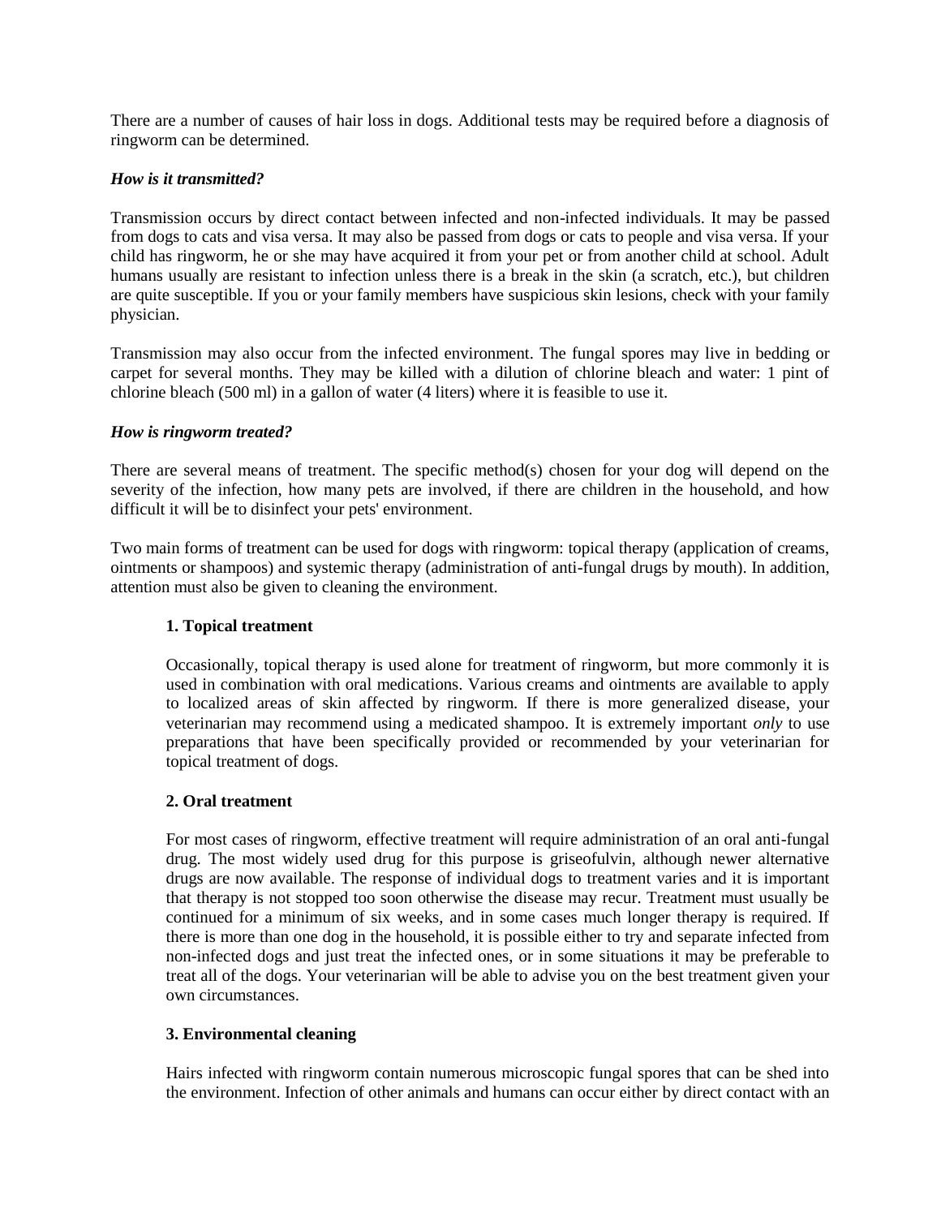There are a number of causes of hair loss in dogs. Additional tests may be required before a diagnosis of ringworm can be determined.

***How is it transmitted?***

Transmission occurs by direct contact between infected and non-infected individuals. It may be passed from dogs to cats and visa versa. It may also be passed from dogs or cats to people and visa versa. If your child has ringworm, he or she may have acquired it from your pet or from another child at school. Adult humans usually are resistant to infection unless there is a break in the skin (a scratch, etc.), but children are quite susceptible. If you or your family members have suspicious skin lesions, check with your family physician.

Transmission may also occur from the infected environment. The fungal spores may live in bedding or carpet for several months. They may be killed with a dilution of chlorine bleach and water: 1 pint of chlorine bleach (500 ml) in a gallon of water (4 liters) where it is feasible to use it.

***How is ringworm treated?***

There are several means of treatment. The specific method(s) chosen for your dog will depend on the severity of the infection, how many pets are involved, if there are children in the household, and how difficult it will be to disinfect your pets' environment.

Two main forms of treatment can be used for dogs with ringworm: topical therapy (application of creams, ointments or shampoos) and systemic therapy (administration of anti-fungal drugs by mouth). In addition, attention must also be given to cleaning the environment.

**1. Topical treatment**

Occasionally, topical therapy is used alone for treatment of ringworm, but more commonly it is used in combination with oral medications. Various creams and ointments are available to apply to localized areas of skin affected by ringworm. If there is more generalized disease, your veterinarian may recommend using a medicated shampoo. It is extremely important *only* to use preparations that have been specifically provided or recommended by your veterinarian for topical treatment of dogs.

**2. Oral treatment**

For most cases of ringworm, effective treatment will require administration of an oral anti-fungal drug. The most widely used drug for this purpose is griseofulvin, although newer alternative drugs are now available. The response of individual dogs to treatment varies and it is important that therapy is not stopped too soon otherwise the disease may recur. Treatment must usually be continued for a minimum of six weeks, and in some cases much longer therapy is required. If there is more than one dog in the household, it is possible either to try and separate infected from non-infected dogs and just treat the infected ones, or in some situations it may be preferable to treat all of the dogs. Your veterinarian will be able to advise you on the best treatment given your own circumstances.

**3. Environmental cleaning**

Hairs infected with ringworm contain numerous microscopic fungal spores that can be shed into the environment. Infection of other animals and humans can occur either by direct contact with an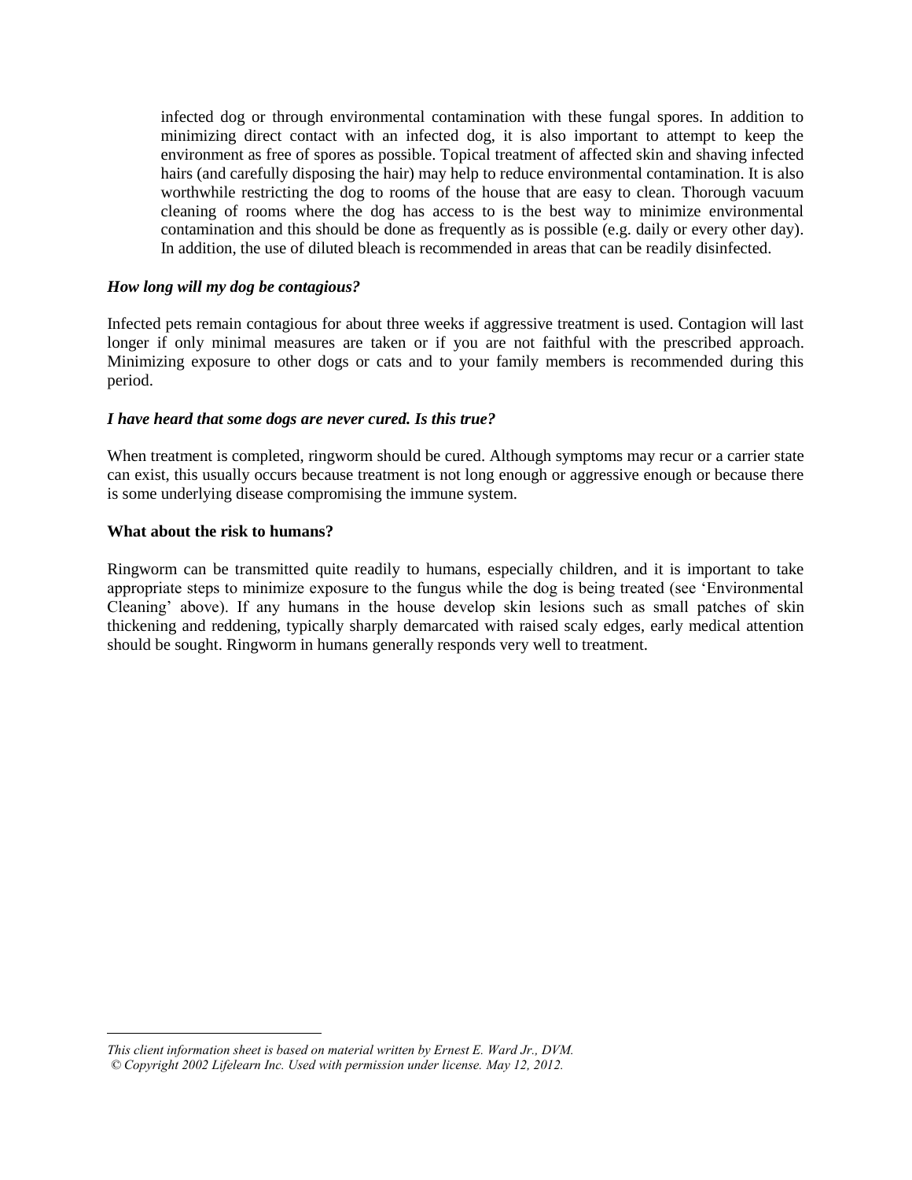infected dog or through environmental contamination with these fungal spores. In addition to minimizing direct contact with an infected dog, it is also important to attempt to keep the environment as free of spores as possible. Topical treatment of affected skin and shaving infected hairs (and carefully disposing the hair) may help to reduce environmental contamination. It is also worthwhile restricting the dog to rooms of the house that are easy to clean. Thorough vacuum cleaning of rooms where the dog has access to is the best way to minimize environmental contamination and this should be done as frequently as is possible (e.g. daily or every other day). In addition, the use of diluted bleach is recommended in areas that can be readily disinfected.

***How long will my dog be contagious?***

Infected pets remain contagious for about three weeks if aggressive treatment is used. Contagion will last longer if only minimal measures are taken or if you are not faithful with the prescribed approach. Minimizing exposure to other dogs or cats and to your family members is recommended during this period.

***I have heard that some dogs are never cured. Is this true?***

When treatment is completed, ringworm should be cured. Although symptoms may recur or a carrier state can exist, this usually occurs because treatment is not long enough or aggressive enough or because there is some underlying disease compromising the immune system.

**What about the risk to humans?**

Ringworm can be transmitted quite readily to humans, especially children, and it is important to take appropriate steps to minimize exposure to the fungus while the dog is being treated (see 'Environmental Cleaning' above). If any humans in the house develop skin lesions such as small patches of skin thickening and reddening, typically sharply demarcated with raised scaly edges, early medical attention should be sought. Ringworm in humans generally responds very well to treatment.

---

*This client information sheet is based on material written by Ernest E. Ward Jr., DVM.*
*© Copyright 2002 Lifelearn Inc. Used with permission under license. May 12, 2012.*